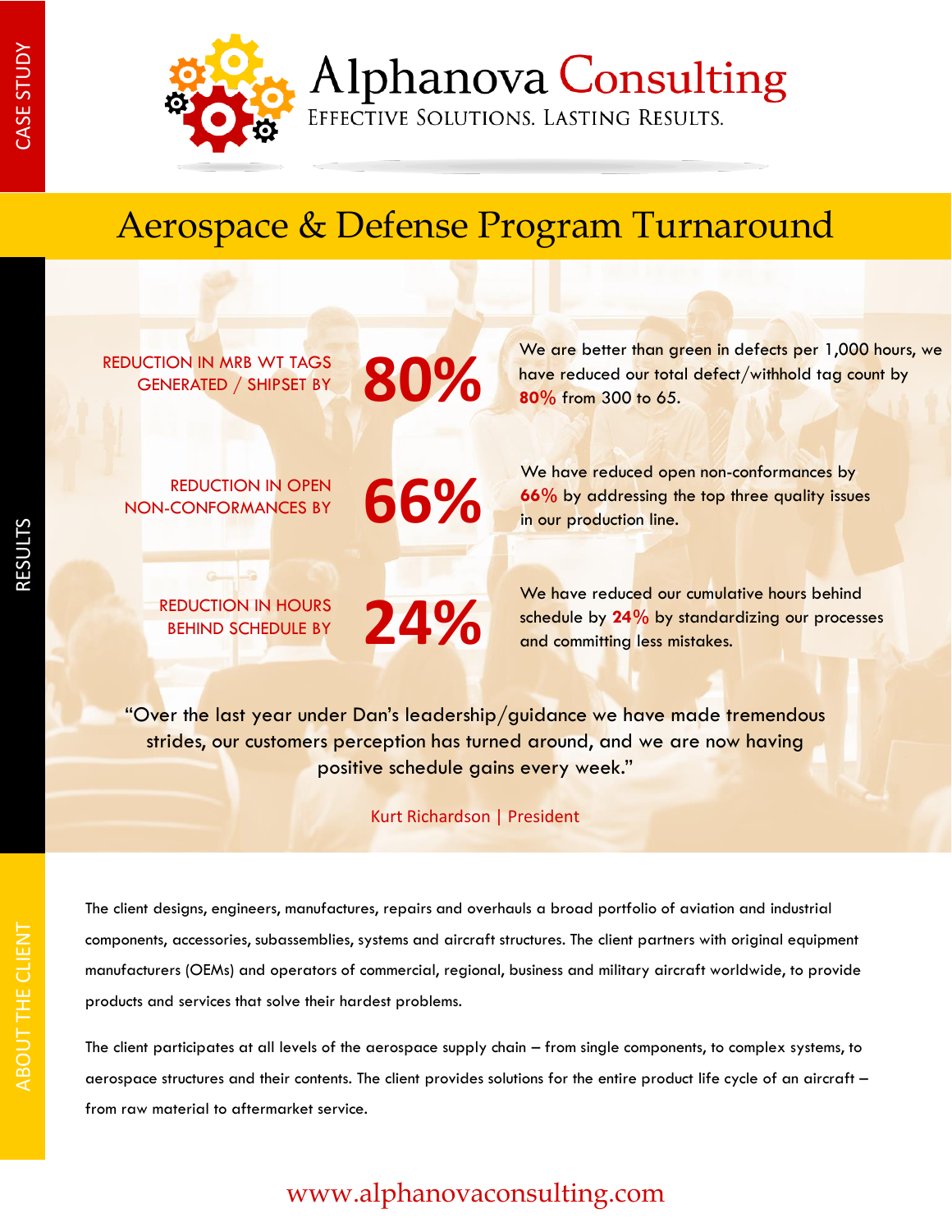CASE STUDY

# Alphanova Consulting

EFFECTIVE SOLUTIONS. LASTING RESULTS.

## Aerospace & Defense Program Turnaround

RESULTS

REDUCTION IN MRB WT TAGS GENERATED / SHIPSET BY **80%**

We are better than green in defects per 1,000 hours, we have reduced our total defect/withhold tag count by **80%** from 300 to 65.

REDUCTION IN OPEN NON-CONFORMANCES BY **66%**

We have reduced open non-conformances by **66%** by addressing the top three quality issues in our production line.

REDUCTION IN HOURS BEHIND SCHEDULE BY **24%**

We have reduced our cumulative hours behind schedule by **24%** by standardizing our processes and committing less mistakes.

"Over the last year under Dan's leadership/guidance we have made tremendous strides, our customers perception has turned around, and we are now having positive schedule gains every week."

Kurt Richardson | President

ABOUT THE CLIENT

The client designs, engineers, manufactures, repairs and overhauls a broad portfolio of aviation and industrial components, accessories, subassemblies, systems and aircraft structures. The client partners with original equipment manufacturers (OEMs) and operators of commercial, regional, business and military aircraft worldwide, to provide products and services that solve their hardest problems.

The client participates at all levels of the aerospace supply chain – from single components, to complex systems, to aerospace structures and their contents. The client provides solutions for the entire product life cycle of an aircraft – from raw material to aftermarket service.

www.alphanovaconsulting.com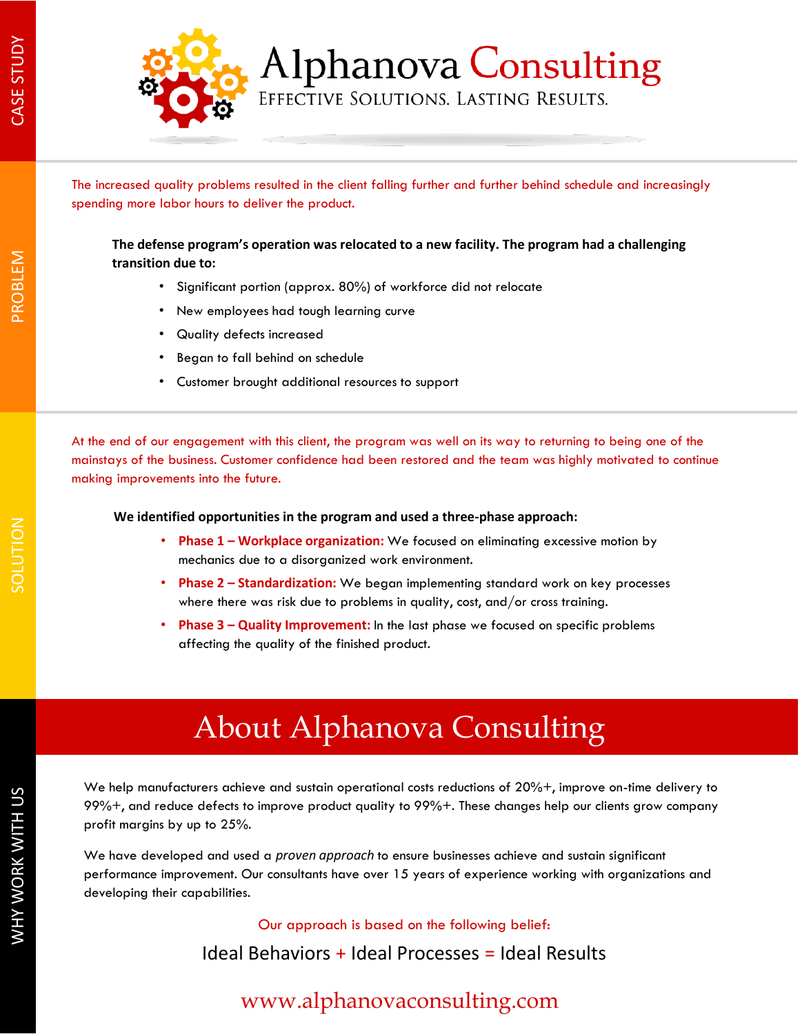# Alphanova Consulting

EFFECTIVE SOLUTIONS. LASTING RESULTS.

CASE STUDY

PROBLEM

The increased quality problems resulted in the client falling further and further behind schedule and increasingly spending more labor hours to deliver the product.

**The defense program's operation was relocated to a new facility. The program had a challenging transition due to:**

- Significant portion (approx. 80%) of workforce did not relocate
- New employees had tough learning curve
- Quality defects increased
- Began to fall behind on schedule
- Customer brought additional resources to support

SOLUTION

At the end of our engagement with this client, the program was well on its way to returning to being one of the mainstays of the business. Customer confidence had been restored and the team was highly motivated to continue making improvements into the future.

**We identified opportunities in the program and used a three-phase approach:**

- **Phase 1 – Workplace organization:** We focused on eliminating excessive motion by mechanics due to a disorganized work environment.
- **Phase 2 – Standardization:** We began implementing standard work on key processes where there was risk due to problems in quality, cost, and/or cross training.
- **Phase 3 – Quality Improvement:** In the last phase we focused on specific problems affecting the quality of the finished product.

WHY WORK WITH US

## About Alphanova Consulting

We help manufacturers achieve and sustain operational costs reductions of 20%+, improve on-time delivery to 99%+, and reduce defects to improve product quality to 99%+. These changes help our clients grow company profit margins by up to 25%.

We have developed and used a *proven approach* to ensure businesses achieve and sustain significant performance improvement. Our consultants have over 15 years of experience working with organizations and developing their capabilities.

Our approach is based on the following belief:

Ideal Behaviors + Ideal Processes = Ideal Results

www.alphanovaconsulting.com